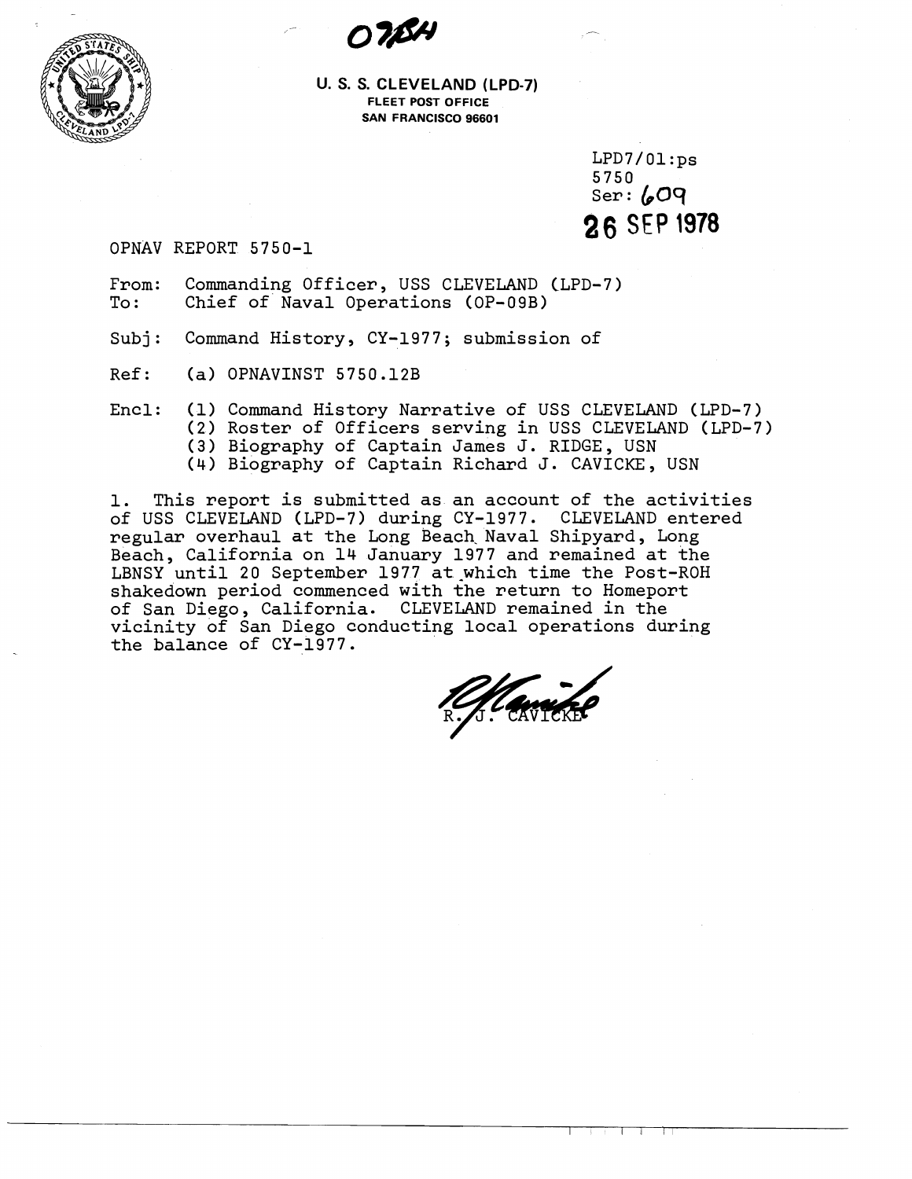07/SH

**U. S. S. CLEVELAND (LPD-7)**
**FLEET POST OFFICE**
**SAN FRANCISCO 96601**

LPD7/01:ps
5750
Ser: 609
**26 SEP 1978**

OPNAV REPORT 5750-1

From: Commanding Officer, USS CLEVELAND (LPD-7)
To: Chief of Naval Operations (OP-09B)

Subj: Command History, CY-1977; submission of

Ref: (a) OPNAVINST 5750.12B

Encl: (1) Command History Narrative of USS CLEVELAND (LPD-7)
(2) Roster of Officers serving in USS CLEVELAND (LPD-7)
(3) Biography of Captain James J. RIDGE, USN
(4) Biography of Captain Richard J. CAVICKE, USN

1. This report is submitted as an account of the activities of USS CLEVELAND (LPD-7) during CY-1977. CLEVELAND entered regular overhaul at the Long Beach Naval Shipyard, Long Beach, California on 14 January 1977 and remained at the LBNSY until 20 September 1977 at which time the Post-ROH shakedown period commenced with the return to Homeport of San Diego, California. CLEVELAND remained in the vicinity of San Diego conducting local operations during the balance of CY-1977.

R. J. CAVICKE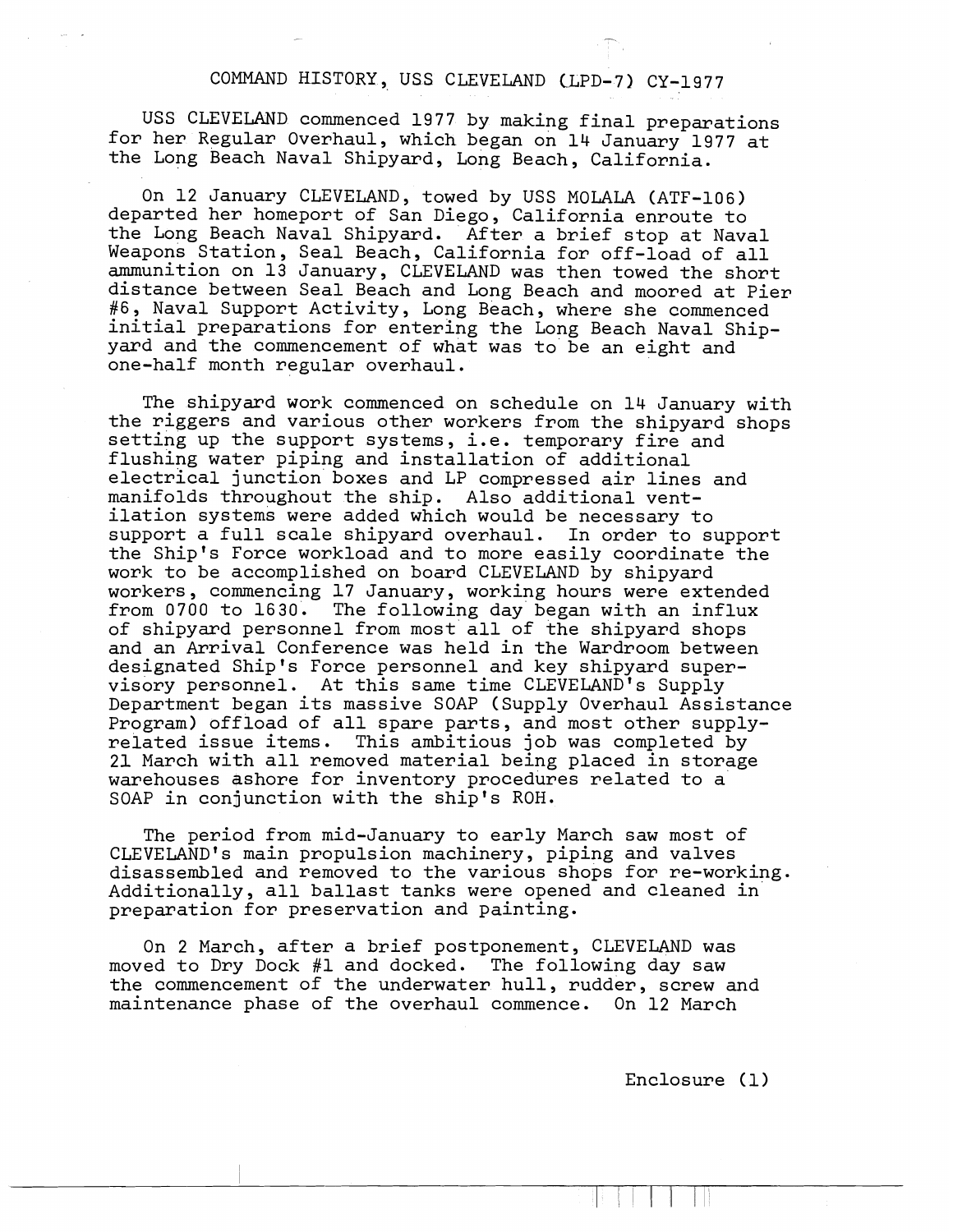# COMMAND HISTORY, USS CLEVELAND (LPD-7) CY-1977

USS CLEVELAND commenced 1977 by making final preparations for her Regular Overhaul, which began on 14 January 1977 at the Long Beach Naval Shipyard, Long Beach, California.

On 12 January CLEVELAND, towed by USS MOLALA (ATF-106) departed her homeport of San Diego, California enroute to the Long Beach Naval Shipyard. After a brief stop at Naval Weapons Station, Seal Beach, California for off-load of all ammunition on 13 January, CLEVELAND was then towed the short distance between Seal Beach and Long Beach and moored at Pier #6, Naval Support Activity, Long Beach, where she commenced initial preparations for entering the Long Beach Naval Shipyard and the commencement of what was to be an eight and one-half month regular overhaul.

The shipyard work commenced on schedule on 14 January with the riggers and various other workers from the shipyard shops setting up the support systems, i.e. temporary fire and flushing water piping and installation of additional electrical junction boxes and LP compressed air lines and manifolds throughout the ship. Also additional ventilation systems were added which would be necessary to support a full scale shipyard overhaul. In order to support the Ship's Force workload and to more easily coordinate the work to be accomplished on board CLEVELAND by shipyard workers, commencing 17 January, working hours were extended from 0700 to 1630. The following day began with an influx of shipyard personnel from most all of the shipyard shops and an Arrival Conference was held in the Wardroom between designated Ship's Force personnel and key shipyard supervisory personnel. At this same time CLEVELAND's Supply Department began its massive SOAP (Supply Overhaul Assistance Program) offload of all spare parts, and most other supply-related issue items. This ambitious job was completed by 21 March with all removed material being placed in storage warehouses ashore for inventory procedures related to a SOAP in conjunction with the ship's ROH.

The period from mid-January to early March saw most of CLEVELAND's main propulsion machinery, piping and valves disassembled and removed to the various shops for re-working. Additionally, all ballast tanks were opened and cleaned in preparation for preservation and painting.

On 2 March, after a brief postponement, CLEVELAND was moved to Dry Dock #1 and docked. The following day saw the commencement of the underwater hull, rudder, screw and maintenance phase of the overhaul commence. On 12 March

Enclosure (1)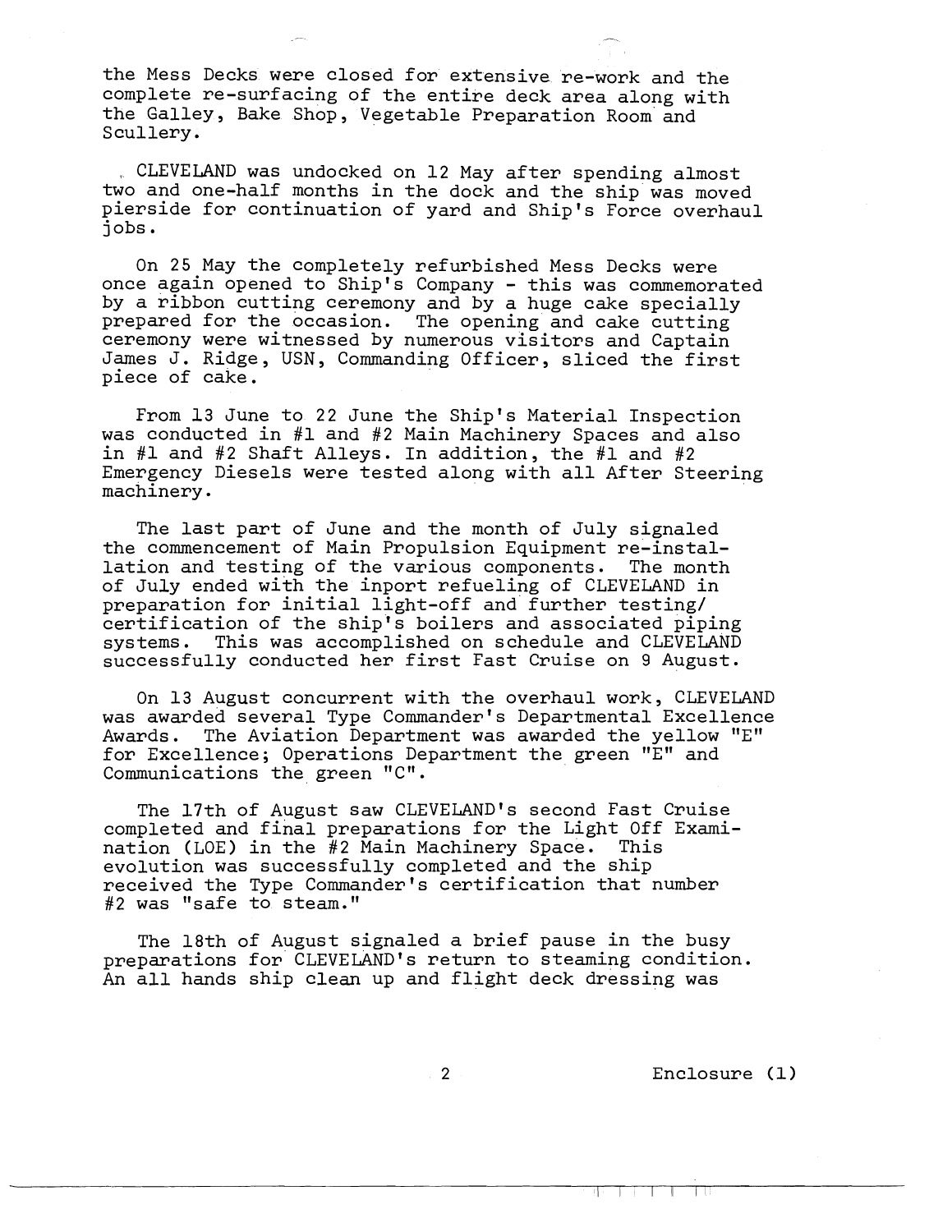the Mess Decks were closed for extensive re-work and the complete re-surfacing of the entire deck area along with the Galley, Bake Shop, Vegetable Preparation Room and Scullery.

CLEVELAND was undocked on 12 May after spending almost two and one-half months in the dock and the ship was moved pierside for continuation of yard and Ship's Force overhaul jobs.

On 25 May the completely refurbished Mess Decks were once again opened to Ship's Company - this was commemorated by a ribbon cutting ceremony and by a huge cake specially prepared for the occasion. The opening and cake cutting ceremony were witnessed by numerous visitors and Captain James J. Ridge, USN, Commanding Officer, sliced the first piece of cake.

From 13 June to 22 June the Ship's Material Inspection was conducted in #1 and #2 Main Machinery Spaces and also in #1 and #2 Shaft Alleys. In addition, the #1 and #2 Emergency Diesels were tested along with all After Steering machinery.

The last part of June and the month of July signaled the commencement of Main Propulsion Equipment re-installation and testing of the various components. The month of July ended with the inport refueling of CLEVELAND in preparation for initial light-off and further testing/certification of the ship's boilers and associated piping systems. This was accomplished on schedule and CLEVELAND successfully conducted her first Fast Cruise on 9 August.

On 13 August concurrent with the overhaul work, CLEVELAND was awarded several Type Commander's Departmental Excellence Awards. The Aviation Department was awarded the yellow "E" for Excellence; Operations Department the green "E" and Communications the green "C".

The 17th of August saw CLEVELAND's second Fast Cruise completed and final preparations for the Light Off Examination (LOE) in the #2 Main Machinery Space. This evolution was successfully completed and the ship received the Type Commander's certification that number #2 was "safe to steam."

The 18th of August signaled a brief pause in the busy preparations for CLEVELAND's return to steaming condition. An all hands ship clean up and flight deck dressing was

Enclosure (1)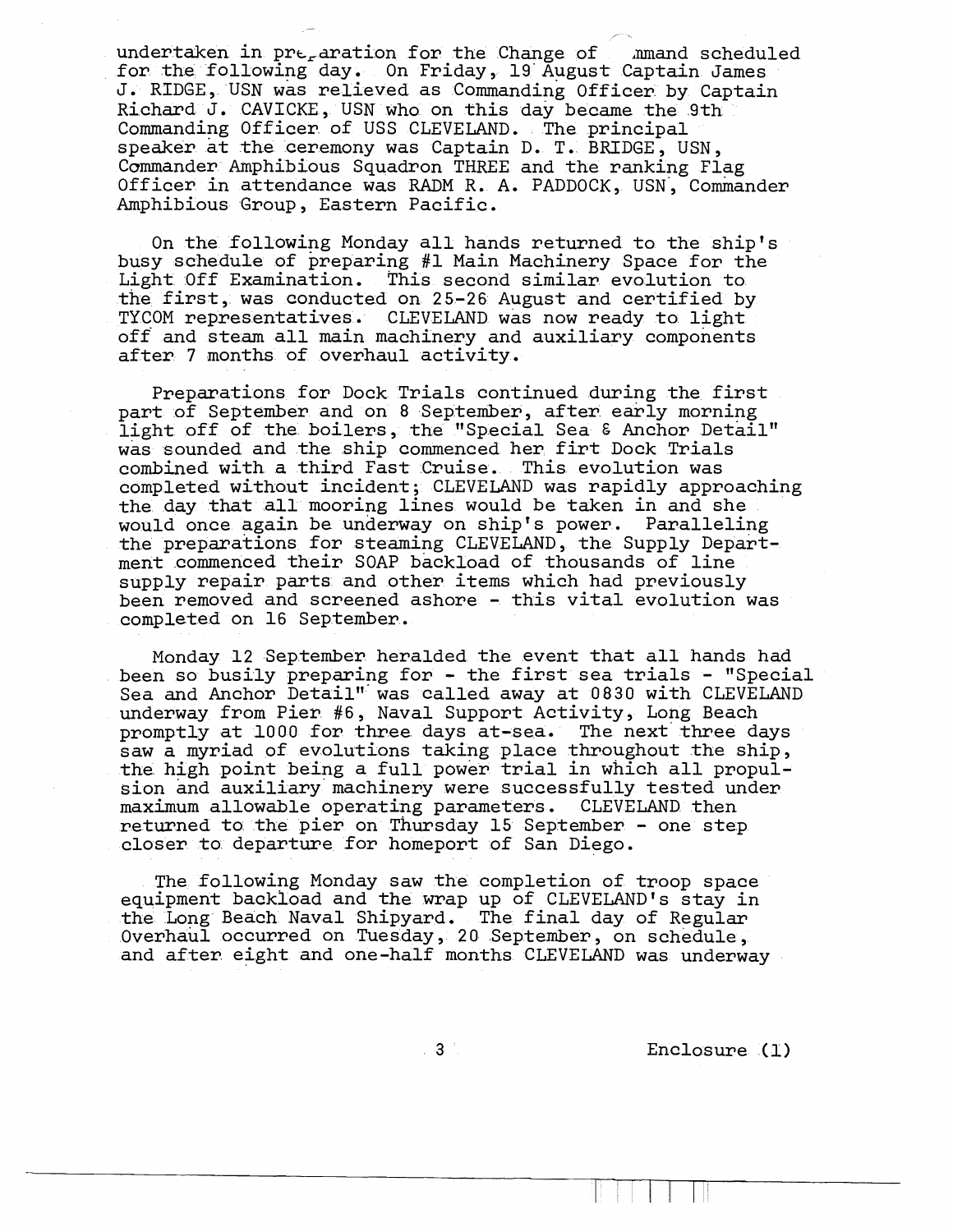undertaken in preparation for the Change of Command scheduled for the following day. On Friday, 19 August Captain James J. RIDGE, USN was relieved as Commanding Officer by Captain Richard J. CAVICKE, USN who on this day became the 9th Commanding Officer of USS CLEVELAND. The principal speaker at the ceremony was Captain D. T. BRIDGE, USN, Commander Amphibious Squadron THREE and the ranking Flag Officer in attendance was RADM R. A. PADDOCK, USN, Commander Amphibious Group, Eastern Pacific.

On the following Monday all hands returned to the ship's busy schedule of preparing #1 Main Machinery Space for the Light Off Examination. This second similar evolution to the first, was conducted on 25-26 August and certified by TYCOM representatives. CLEVELAND was now ready to light off and steam all main machinery and auxiliary components after 7 months of overhaul activity.

Preparations for Dock Trials continued during the first part of September and on 8 September, after early morning light off of the boilers, the "Special Sea & Anchor Detail" was sounded and the ship commenced her firt Dock Trials combined with a third Fast Cruise. This evolution was completed without incident; CLEVELAND was rapidly approaching the day that all mooring lines would be taken in and she would once again be underway on ship's power. Paralleling the preparations for steaming CLEVELAND, the Supply Department commenced their SOAP backload of thousands of line supply repair parts and other items which had previously been removed and screened ashore - this vital evolution was completed on 16 September.

Monday 12 September heralded the event that all hands had been so busily preparing for - the first sea trials - "Special Sea and Anchor Detail" was called away at 0830 with CLEVELAND underway from Pier #6, Naval Support Activity, Long Beach promptly at 1000 for three days at-sea. The next three days saw a myriad of evolutions taking place throughout the ship, the high point being a full power trial in which all propulsion and auxiliary machinery were successfully tested under maximum allowable operating parameters. CLEVELAND then returned to the pier on Thursday 15 September - one step closer to departure for homeport of San Diego.

The following Monday saw the completion of troop space equipment backload and the wrap up of CLEVELAND's stay in the Long Beach Naval Shipyard. The final day of Regular Overhaul occurred on Tuesday, 20 September, on schedule, and after eight and one-half months CLEVELAND was underway

Enclosure (1)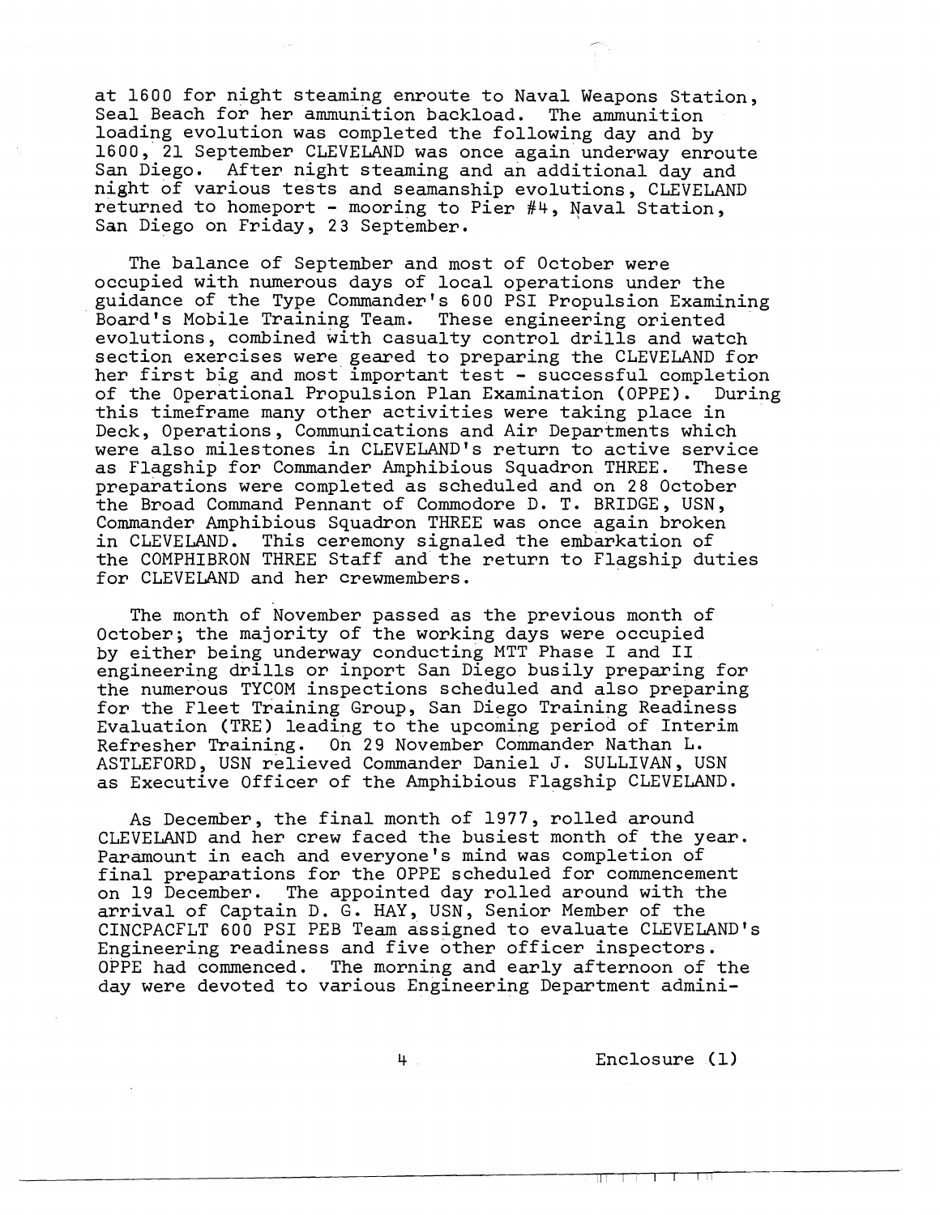at 1600 for night steaming enroute to Naval Weapons Station, Seal Beach for her ammunition backload. The ammunition loading evolution was completed the following day and by 1600, 21 September CLEVELAND was once again underway enroute San Diego. After night steaming and an additional day and night of various tests and seamanship evolutions, CLEVELAND returned to homeport - mooring to Pier #4, Naval Station, San Diego on Friday, 23 September.

The balance of September and most of October were occupied with numerous days of local operations under the guidance of the Type Commander's 600 PSI Propulsion Examining Board's Mobile Training Team. These engineering oriented evolutions, combined with casualty control drills and watch section exercises were geared to preparing the CLEVELAND for her first big and most important test - successful completion of the Operational Propulsion Plan Examination (OPPE). During this timeframe many other activities were taking place in Deck, Operations, Communications and Air Departments which were also milestones in CLEVELAND's return to active service as Flagship for Commander Amphibious Squadron THREE. These preparations were completed as scheduled and on 28 October the Broad Command Pennant of Commodore D. T. BRIDGE, USN, Commander Amphibious Squadron THREE was once again broken in CLEVELAND. This ceremony signaled the embarkation of the COMPHIBRON THREE Staff and the return to Flagship duties for CLEVELAND and her crewmembers.

The month of November passed as the previous month of October; the majority of the working days were occupied by either being underway conducting MTT Phase I and II engineering drills or inport San Diego busily preparing for the numerous TYCOM inspections scheduled and also preparing for the Fleet Training Group, San Diego Training Readiness Evaluation (TRE) leading to the upcoming period of Interim Refresher Training. On 29 November Commander Nathan L. ASTLEFORD, USN relieved Commander Daniel J. SULLIVAN, USN as Executive Officer of the Amphibious Flagship CLEVELAND.

As December, the final month of 1977, rolled around CLEVELAND and her crew faced the busiest month of the year. Paramount in each and everyone's mind was completion of final preparations for the OPPE scheduled for commencement on 19 December. The appointed day rolled around with the arrival of Captain D. G. HAY, USN, Senior Member of the CINCPACFLT 600 PSI PEB Team assigned to evaluate CLEVELAND's Engineering readiness and five other officer inspectors. OPPE had commenced. The morning and early afternoon of the day were devoted to various Engineering Department admini-

Enclosure (1)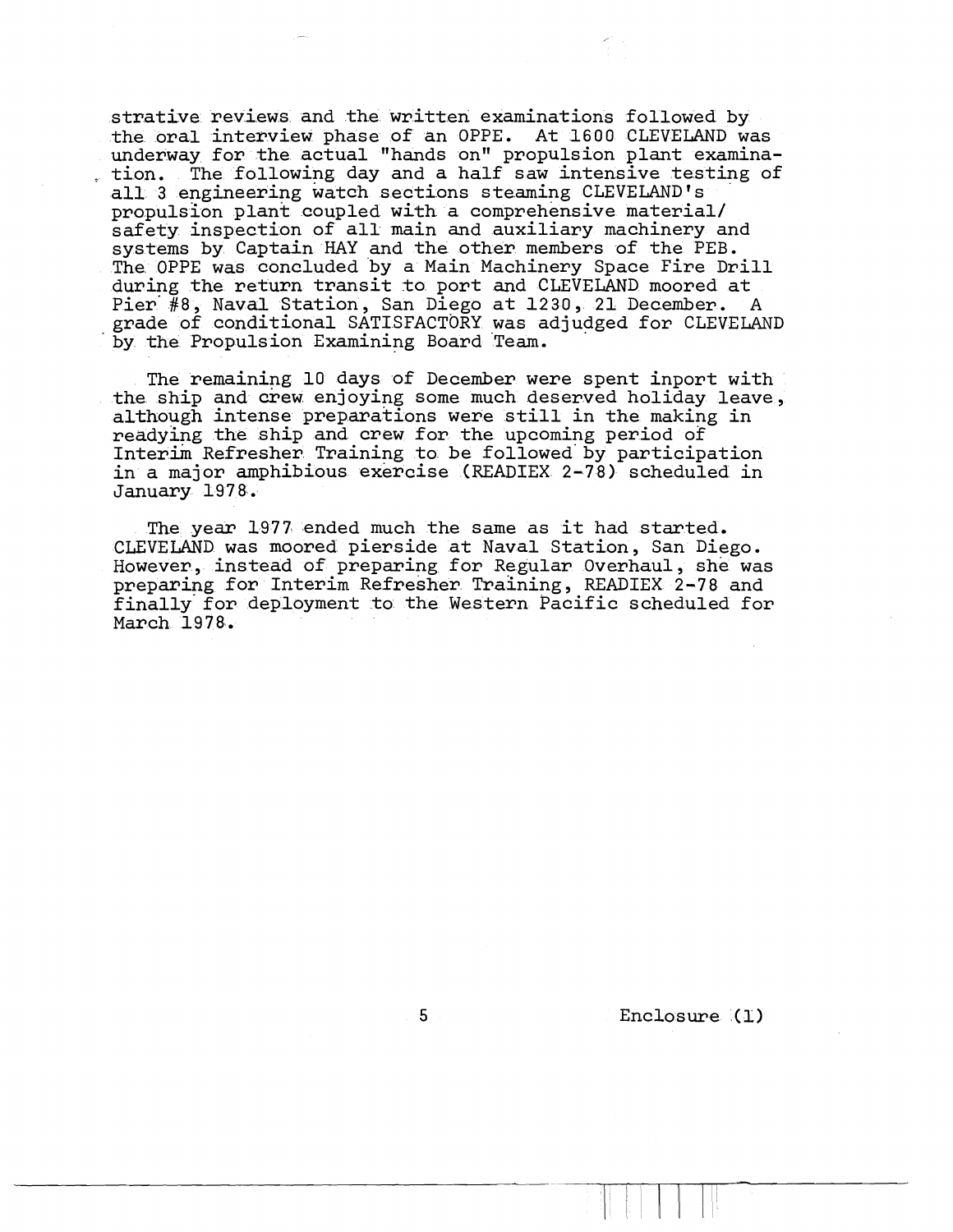strative reviews and the written examinations followed by the oral interview phase of an OPPE. At 1600 CLEVELAND was underway for the actual "hands on" propulsion plant examination. The following day and a half saw intensive testing of all 3 engineering watch sections steaming CLEVELAND's propulsion plant coupled with a comprehensive material/ safety inspection of all main and auxiliary machinery and systems by Captain HAY and the other members of the PEB. The OPPE was concluded by a Main Machinery Space Fire Drill during the return transit to port and CLEVELAND moored at Pier #8, Naval Station, San Diego at 1230, 21 December. A grade of conditional SATISFACTORY was adjudged for CLEVELAND by the Propulsion Examining Board Team.

The remaining 10 days of December were spent inport with the ship and crew enjoying some much deserved holiday leave, although intense preparations were still in the making in readying the ship and crew for the upcoming period of Interim Refresher Training to be followed by participation in a major amphibious exercise (READIEX 2-78) scheduled in January 1978.

The year 1977 ended much the same as it had started. CLEVELAND was moored pierside at Naval Station, San Diego. However, instead of preparing for Regular Overhaul, she was preparing for Interim Refresher Training, READIEX 2-78 and finally for deployment to the Western Pacific scheduled for March 1978.

Enclosure (1)